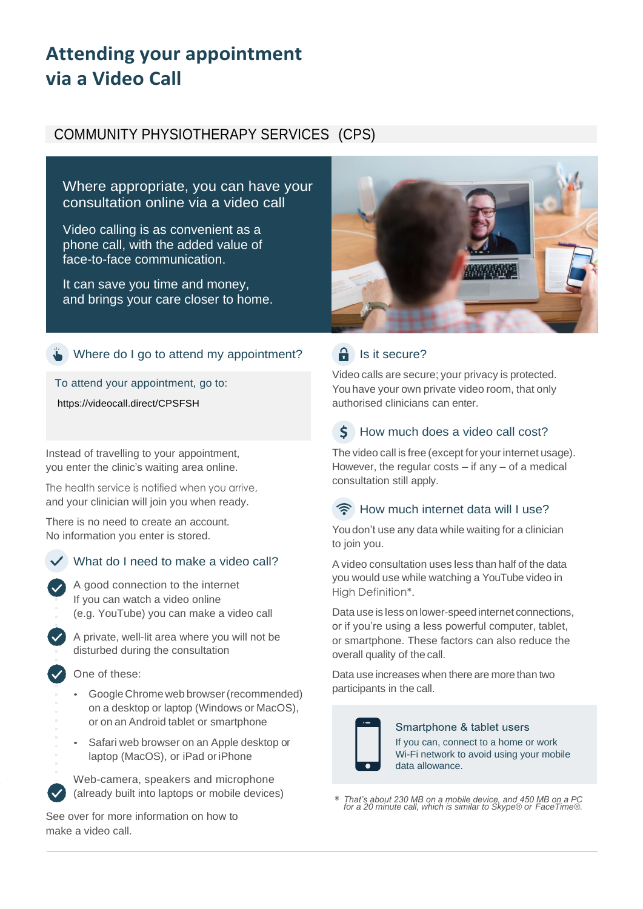# Attending your appointment via a Video Call

## COMMUNITY PHYSIOTHERAPY SERVICES (CPS)

Where appropriate, you can have your consultation online via a video call

Video calling is as convenient as a phone call, with the added value of face-to-face communication.

It can save you time and money, and brings your care closer to home.

### Where do I go to attend my appointment?

To attend your appointment, go to:

https://videocall.direct/CPSFSH

Instead of travelling to your appointment, you enter the clinic's waiting area online.

The health service is notified when you arrive, and your clinician will join you when ready.

There is no need to create an account. No information you enter is stored.

### What do I need to make a video call?

- A good connection to the internet
  If you can watch a video online (e.g. YouTube) you can make a video call
- A private, well-lit area where you will not be disturbed during the consultation
- One of these:
  - Google Chrome web browser (recommended) on a desktop or laptop (Windows or MacOS), or on an Android tablet or smartphone
  - Safari web browser on an Apple desktop or laptop (MacOS), or iPad or iPhone
- Web-camera, speakers and microphone (already built into laptops or mobile devices)

See over for more information on how to make a video call.

### Is it secure?

Video calls are secure; your privacy is protected. You have your own private video room, that only authorised clinicians can enter.

### How much does a video call cost?

The video call is free (except for your internet usage). However, the regular costs – if any – of a medical consultation still apply.

### How much internet data will I use?

You don't use any data while waiting for a clinician to join you.

A video consultation uses less than half of the data you would use while watching a YouTube video in High Definition*.

Data use is less on lower-speed internet connections, or if you're using a less powerful computer, tablet, or smartphone. These factors can also reduce the overall quality of the call.

Data use increases when there are more than two participants in the call.

**Smartphone & tablet users**

If you can, connect to a home or work Wi-Fi network to avoid using your mobile data allowance.

\* *That's about 230 MB on a mobile device, and 450 MB on a PC for a 20 minute call, which is similar to Skype® or FaceTime®.*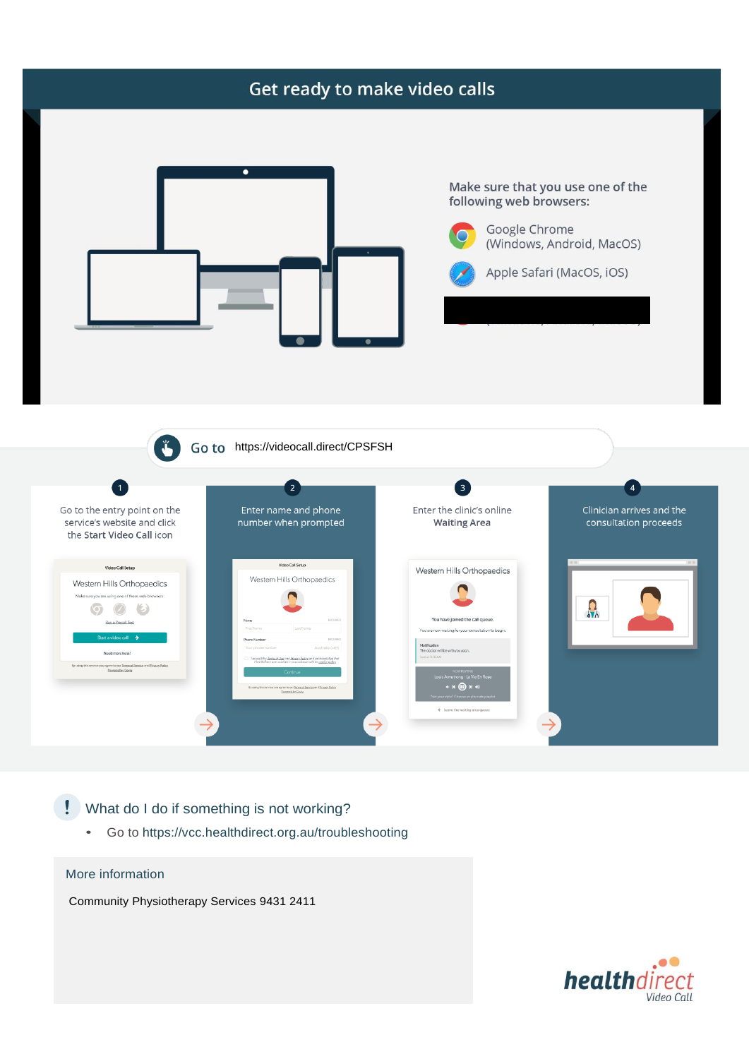# Get ready to make video calls

Make sure that you use one of the following web browsers:

- Google Chrome (Windows, Android, MacOS)
- Apple Safari (MacOS, iOS)

Go to https://videocall.direct/CPSFSH

1. Go to the entry point on the service's website and click the **Start Video Call** icon
2. Enter name and phone number when prompted
3. Enter the clinic's online **Waiting Area**
4. Clinician arrives and the consultation proceeds

## What do I do if something is not working?

- Go to https://vcc.healthdirect.org.au/troubleshooting

## More information

Community Physiotherapy Services 9431 2411

healthdirect Video Call